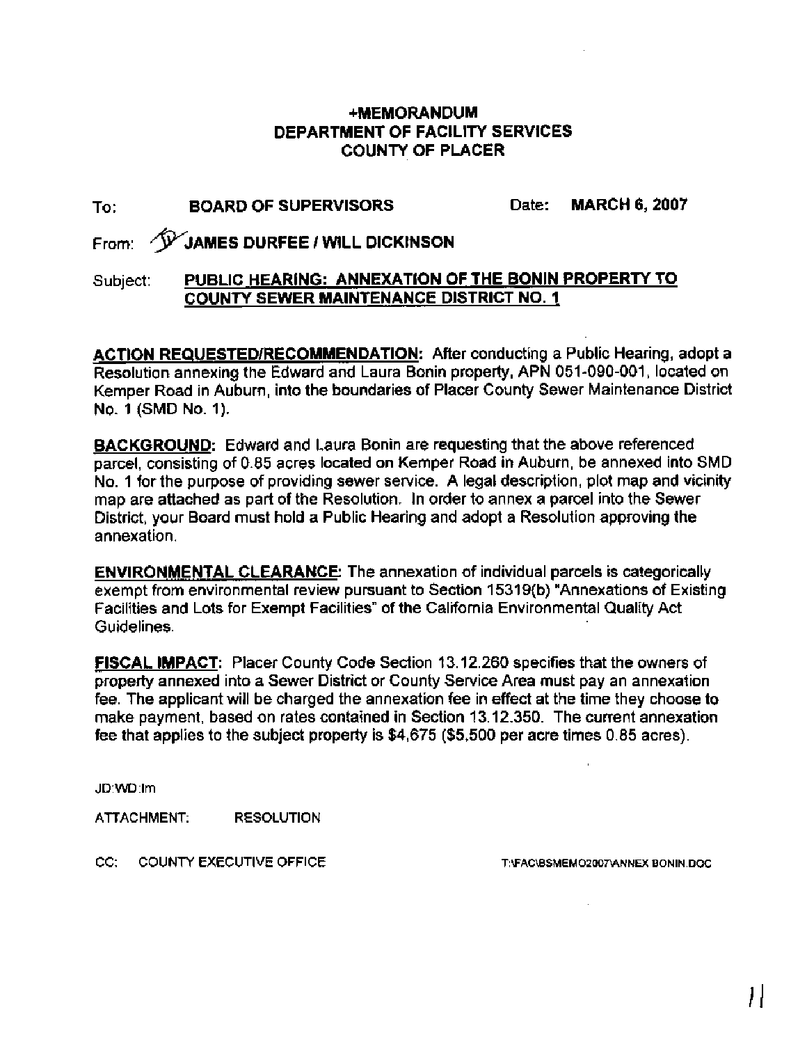# +MEMORANDUM
# DEPARTMENT OF FACILITY SERVICES
# COUNTY OF PLACER

To: **BOARD OF SUPERVISORS** Date: **MARCH 6, 2007**

From: **JAMES DURFEE / WILL DICKINSON**

Subject: **PUBLIC HEARING: ANNEXATION OF THE BONIN PROPERTY TO COUNTY SEWER MAINTENANCE DISTRICT NO. 1**

**ACTION REQUESTED/RECOMMENDATION:** After conducting a Public Hearing, adopt a Resolution annexing the Edward and Laura Bonin property, APN 051-090-001, located on Kemper Road in Auburn, into the boundaries of Placer County Sewer Maintenance District No. 1 (SMD No. 1).

**BACKGROUND:** Edward and Laura Bonin are requesting that the above referenced parcel, consisting of 0.85 acres located on Kemper Road in Auburn, be annexed into SMD No. 1 for the purpose of providing sewer service. A legal description, plot map and vicinity map are attached as part of the Resolution. In order to annex a parcel into the Sewer District, your Board must hold a Public Hearing and adopt a Resolution approving the annexation.

**ENVIRONMENTAL CLEARANCE:** The annexation of individual parcels is categorically exempt from environmental review pursuant to Section 15319(b) "Annexations of Existing Facilities and Lots for Exempt Facilities" of the California Environmental Quality Act Guidelines.

**FISCAL IMPACT:** Placer County Code Section 13.12.260 specifies that the owners of property annexed into a Sewer District or County Service Area must pay an annexation fee. The applicant will be charged the annexation fee in effect at the time they choose to make payment, based on rates contained in Section 13.12.350. The current annexation fee that applies to the subject property is $4,675 ($5,500 per acre times 0.85 acres).

JD:WD:lm

ATTACHMENT: RESOLUTION

CC: COUNTY EXECUTIVE OFFICE

T:\FAC\BSMEMO2007\ANNEX BONIN.DOC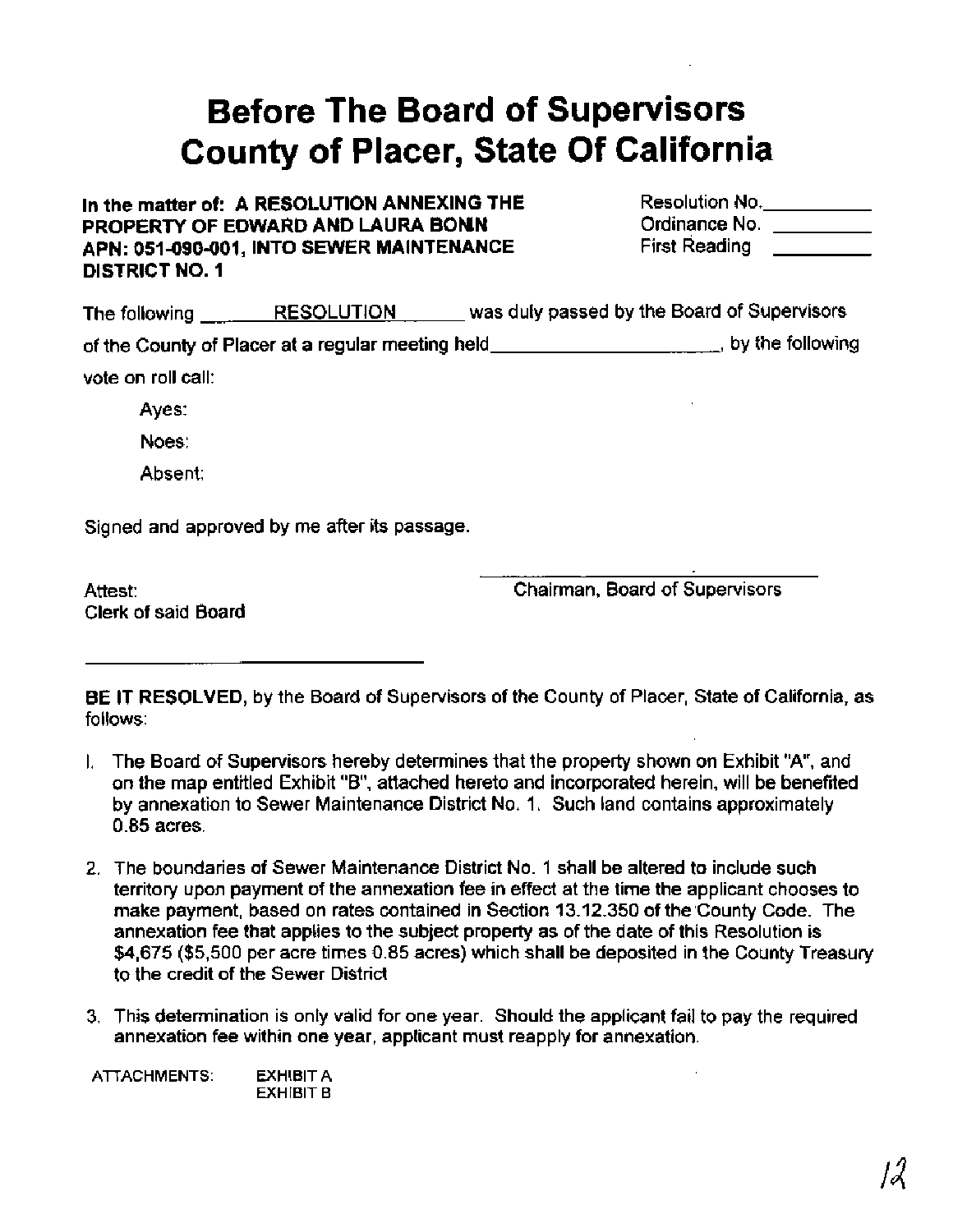# Before The Board of Supervisors
# County of Placer, State Of California

**In the matter of: A RESOLUTION ANNEXING THE PROPERTY OF EDWARD AND LAURA BONN APN: 051-090-001, INTO SEWER MAINTENANCE DISTRICT NO. 1**

Resolution No.__________
Ordinance No. __________
First Reading __________

The following ______RESOLUTION______ was duly passed by the Board of Supervisors of the County of Placer at a regular meeting held____________________, by the following vote on roll call:

Ayes:

Noes:

Absent:

Signed and approved by me after its passage.

______________________________
Chairman, Board of Supervisors

Attest:
Clerk of said Board

______________________________

**BE IT RESOLVED,** by the Board of Supervisors of the County of Placer, State of California, as follows:

1. The Board of Supervisors hereby determines that the property shown on Exhibit "A", and on the map entitled Exhibit "B", attached hereto and incorporated herein, will be benefited by annexation to Sewer Maintenance District No. 1. Such land contains approximately 0.85 acres.

2. The boundaries of Sewer Maintenance District No. 1 shall be altered to include such territory upon payment of the annexation fee in effect at the time the applicant chooses to make payment, based on rates contained in Section 13.12.350 of the County Code. The annexation fee that applies to the subject property as of the date of this Resolution is $4,675 ($5,500 per acre times 0.85 acres) which shall be deposited in the County Treasury to the credit of the Sewer District

3. This determination is only valid for one year. Should the applicant fail to pay the required annexation fee within one year, applicant must reapply for annexation.

ATTACHMENTS: EXHIBIT A
EXHIBIT B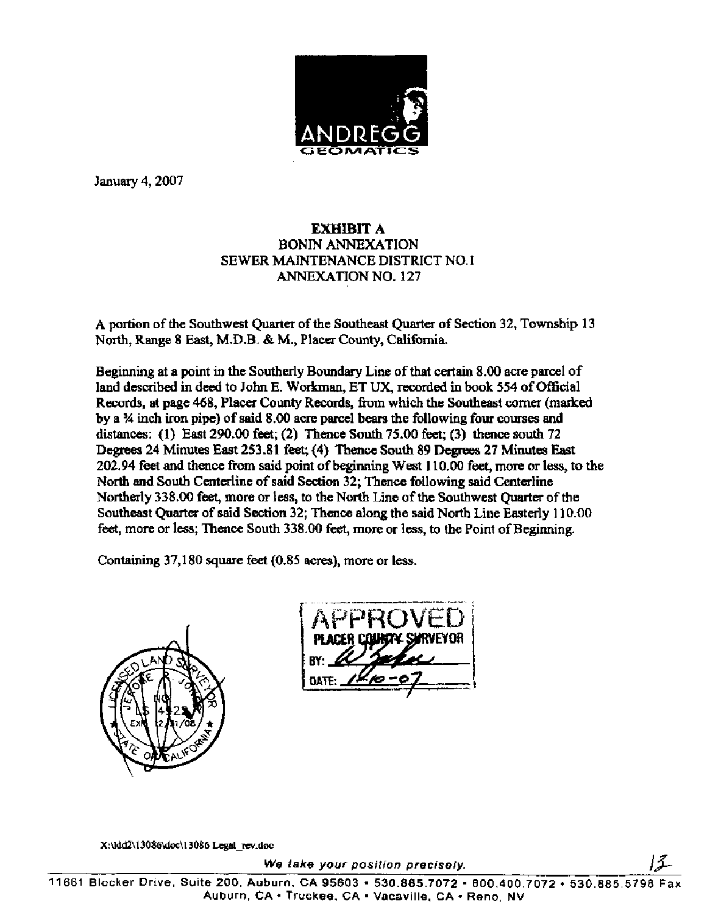ANDREGG GEOMATICS

January 4, 2007

**EXHIBIT A**
BONIN ANNEXATION
SEWER MAINTENANCE DISTRICT NO.1
ANNEXATION NO. 127

A portion of the Southwest Quarter of the Southeast Quarter of Section 32, Township 13 North, Range 8 East, M.D.B. & M., Placer County, California.

Beginning at a point in the Southerly Boundary Line of that certain 8.00 acre parcel of land described in deed to John E. Workman, ET UX, recorded in book 554 of Official Records, at page 468, Placer County Records, from which the Southeast corner (marked by a ¾ inch iron pipe) of said 8.00 acre parcel bears the following four courses and distances: (1) East 290.00 feet; (2) Thence South 75.00 feet; (3) thence south 72 Degrees 24 Minutes East 253.81 feet; (4) Thence South 89 Degrees 27 Minutes East 202.94 feet and thence from said point of beginning West 110.00 feet, more or less, to the North and South Centerline of said Section 32; Thence following said Centerline Northerly 338.00 feet, more or less, to the North Line of the Southwest Quarter of the Southeast Quarter of said Section 32; Thence along the said North Line Easterly 110.00 feet, more or less; Thence South 338.00 feet, more or less, to the Point of Beginning.

Containing 37,180 square feet (0.85 acres), more or less.

LICENSED LAND SURVEYOR
JEROME R. JONES
NO. LS 4522
EXP. 12/31/08
STATE OF CALIFORNIA

APPROVED
PLACER COUNTY SURVEYOR
BY: _[signature]_
DATE: 1-10-07

X:\dd2\13086\doc\13086 Legal_rev.doc

*We take your position precisely.*

11661 Blocker Drive, Suite 200, Auburn, CA 95603 • 530.885.7072 • 800.400.7072 • 530.885.5798 Fax
Auburn, CA • Truckee, CA • Vacaville, CA • Reno, NV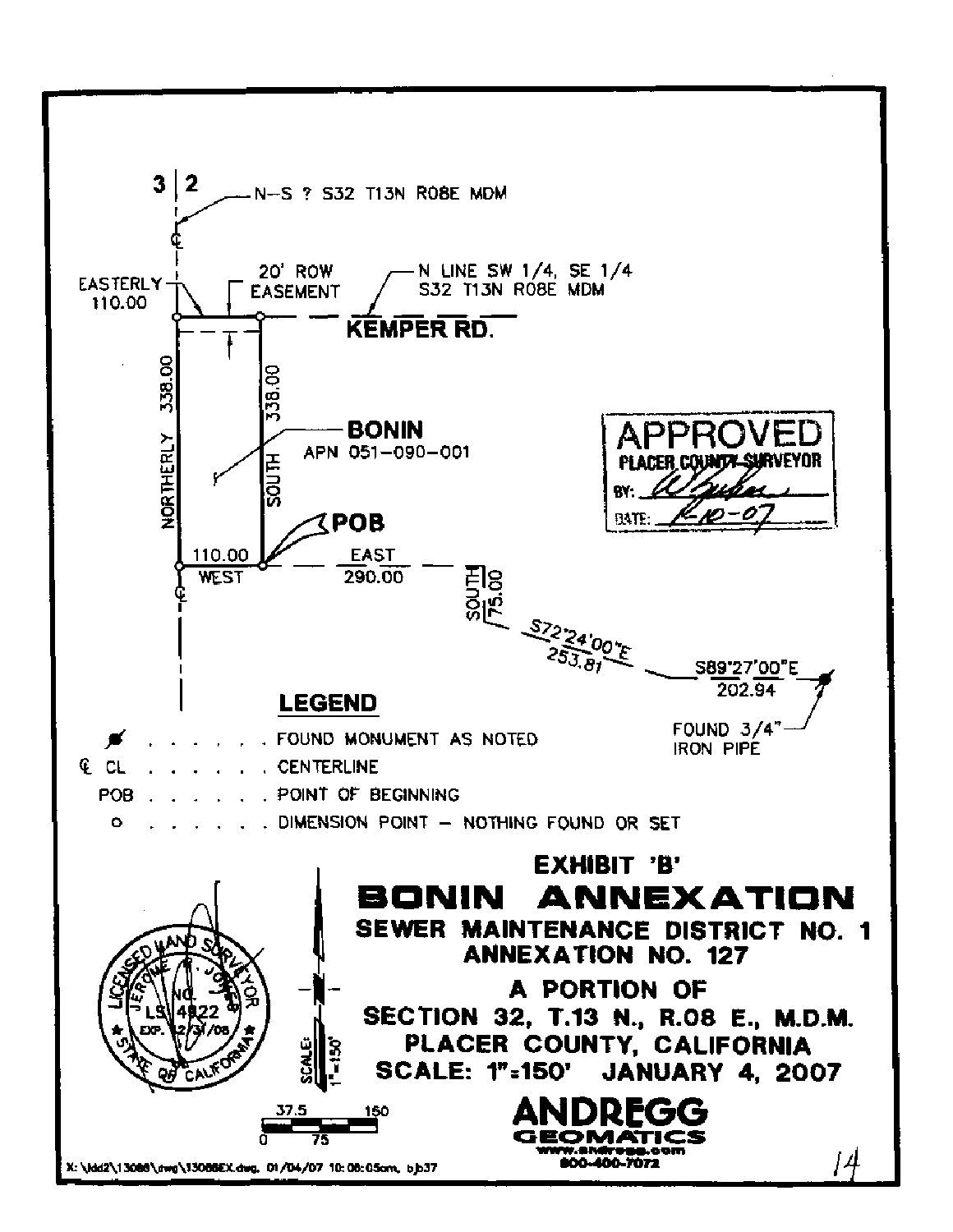3 | 2

N–S ? S32 T13N R08E MDM

EASTERLY 110.00

20' ROW EASEMENT

N LINE SW 1/4, SE 1/4 S32 T13N R08E MDM

KEMPER RD.

NORTHERLY 338.00

SOUTH 338.00

**BONIN**
APN 051-090-001

**POB**

110.00 WEST

EAST 290.00

SOUTH 75.00

S72°24'00"E 253.81

S89°27'00"E 202.94

FOUND 3/4" IRON PIPE

APPROVED
PLACER COUNTY SURVEYOR
BY:
DATE: 2-10-07

## LEGEND

| Symbol | Description |
|---|---|
| ● | FOUND MONUMENT AS NOTED |
| ℄ CL | CENTERLINE |
| POB | POINT OF BEGINNING |
| o | DIMENSION POINT – NOTHING FOUND OR SET |

# EXHIBIT 'B'

# BONIN ANNEXATION

## SEWER MAINTENANCE DISTRICT NO. 1
## ANNEXATION NO. 127

## A PORTION OF
## SECTION 32, T.13 N., R.08 E., M.D.M.
## PLACER COUNTY, CALIFORNIA
## SCALE: 1"=150' JANUARY 4, 2007

LICENSED LAND SURVEYOR
JEROME R. JONES
NO. LS 4822
EXP. 12/31/08
STATE OF CALIFORNIA

SCALE: 1"=150'

0 37.5 75 150

**ANDREGG GEOMATICS**
www.andregg.com
800-400-7072

X:\ldd2\13088\dwg\13088EX.dwg, 01/04/07 10:08:05am, bjb37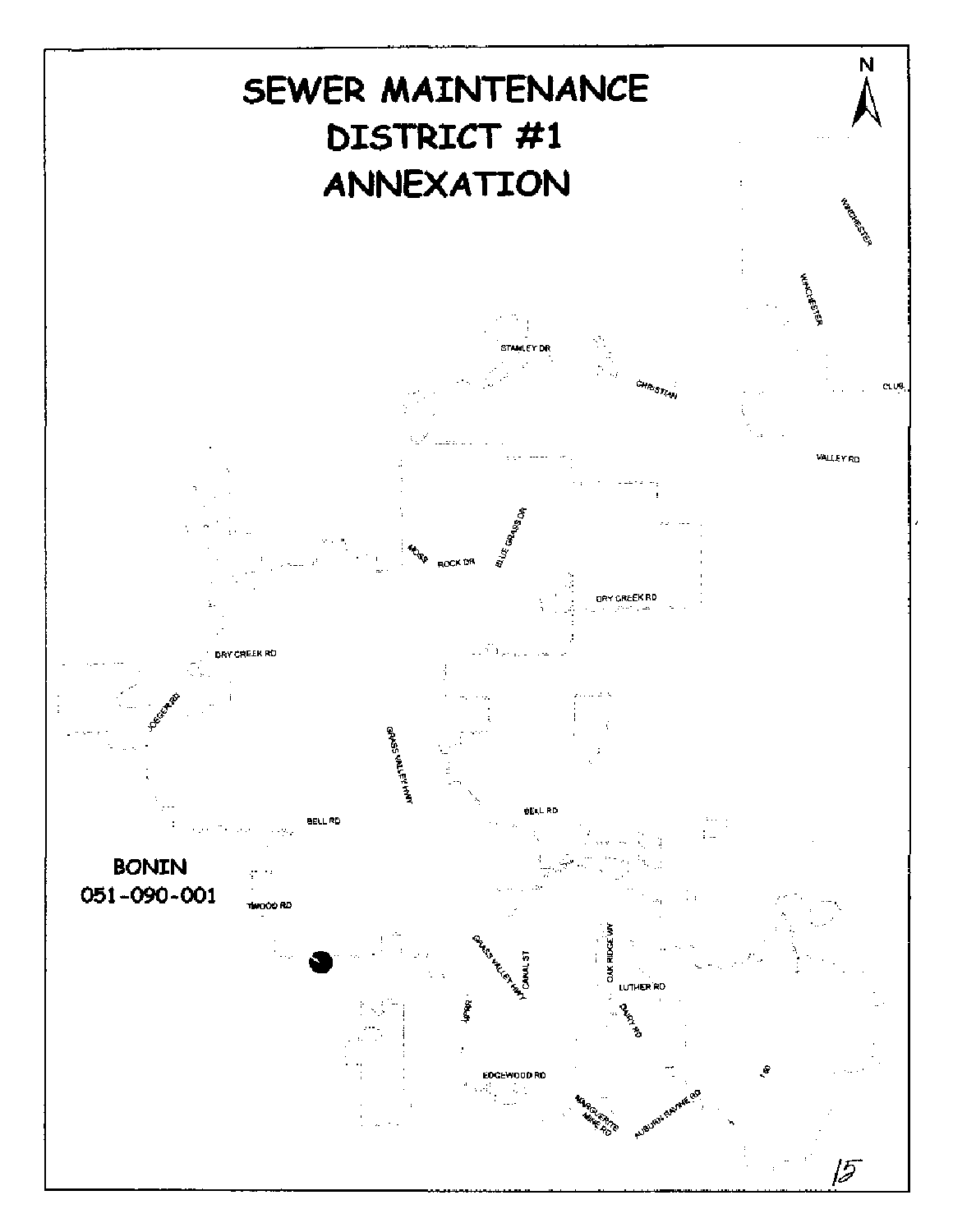# SEWER MAINTENANCE DISTRICT #1 ANNEXATION

N

WINCHESTER

WINCHESTER

STANLEY DR

CHRISTIAN

CLUB

VALLEY RD

MOSS ROCK DR

BLUE GRASS DR

DRY CREEK RD

DRY CREEK RD

JOEGER RD

GRASS VALLEY HWY

BELL RD

BELL RD

BONIN
051-090-001

TIMWOOD RD

GRASS VALLEY HWY

CANAL ST

OAK RIDGE WY

LUTHER RD

DAIRY RD

EDGEWOOD RD

MARGUERITE MINE RD

AUBURN RAVINE RD